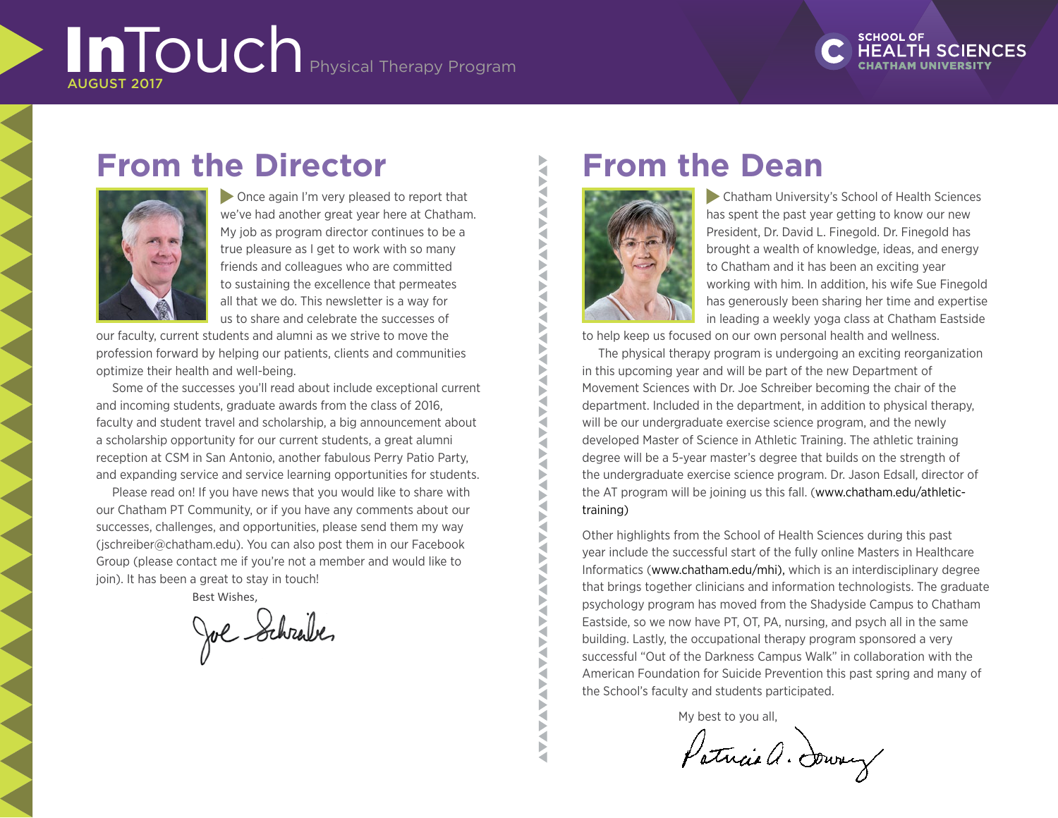# InTouch Physical Therapy Program

AUGUST 2017

SCHOOL OF HEALTH SCIENCES
CHATHAM UNIVERSITY

## From the Director

Once again I'm very pleased to report that we've had another great year here at Chatham. My job as program director continues to be a true pleasure as I get to work with so many friends and colleagues who are committed to sustaining the excellence that permeates all that we do. This newsletter is a way for us to share and celebrate the successes of our faculty, current students and alumni as we strive to move the profession forward by helping our patients, clients and communities optimize their health and well-being.

Some of the successes you'll read about include exceptional current and incoming students, graduate awards from the class of 2016, faculty and student travel and scholarship, a big announcement about a scholarship opportunity for our current students, a great alumni reception at CSM in San Antonio, another fabulous Perry Patio Party, and expanding service and service learning opportunities for students.

Please read on! If you have news that you would like to share with our Chatham PT Community, or if you have any comments about our successes, challenges, and opportunities, please send them my way (jschreiber@chatham.edu). You can also post them in our Facebook Group (please contact me if you're not a member and would like to join). It has been a great to stay in touch!

Best Wishes,

Joe Schreiber

## From the Dean

Chatham University's School of Health Sciences has spent the past year getting to know our new President, Dr. David L. Finegold. Dr. Finegold has brought a wealth of knowledge, ideas, and energy to Chatham and it has been an exciting year working with him. In addition, his wife Sue Finegold has generously been sharing her time and expertise in leading a weekly yoga class at Chatham Eastside to help keep us focused on our own personal health and wellness.

The physical therapy program is undergoing an exciting reorganization in this upcoming year and will be part of the new Department of Movement Sciences with Dr. Joe Schreiber becoming the chair of the department. Included in the department, in addition to physical therapy, will be our undergraduate exercise science program, and the newly developed Master of Science in Athletic Training. The athletic training degree will be a 5-year master's degree that builds on the strength of the undergraduate exercise science program. Dr. Jason Edsall, director of the AT program will be joining us this fall. (www.chatham.edu/athletic-training)

Other highlights from the School of Health Sciences during this past year include the successful start of the fully online Masters in Healthcare Informatics (www.chatham.edu/mhi), which is an interdisciplinary degree that brings together clinicians and information technologists. The graduate psychology program has moved from the Shadyside Campus to Chatham Eastside, so we now have PT, OT, PA, nursing, and psych all in the same building. Lastly, the occupational therapy program sponsored a very successful "Out of the Darkness Campus Walk" in collaboration with the American Foundation for Suicide Prevention this past spring and many of the School's faculty and students participated.

My best to you all,

Patricia A. Downey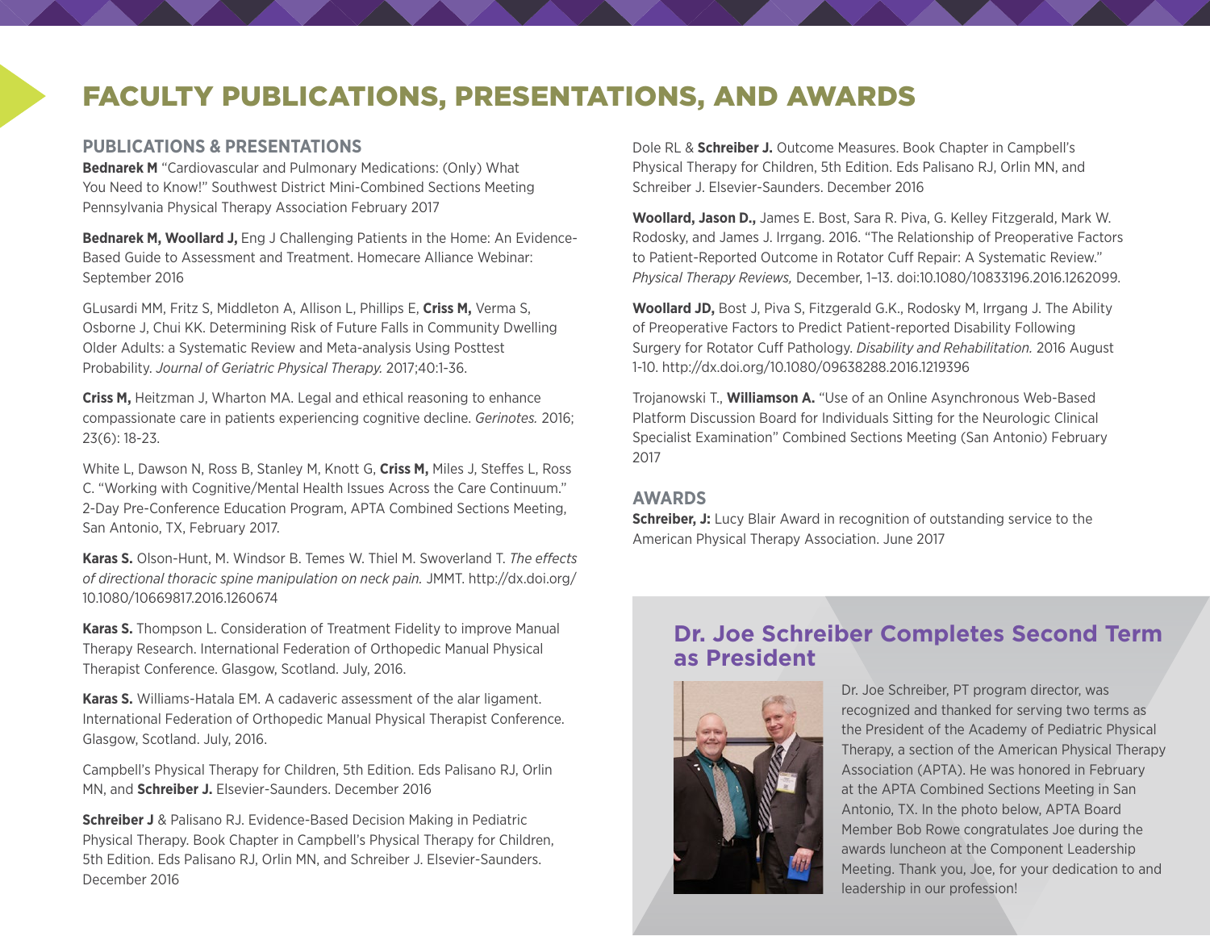# FACULTY PUBLICATIONS, PRESENTATIONS, AND AWARDS

## PUBLICATIONS & PRESENTATIONS

**Bednarek M** "Cardiovascular and Pulmonary Medications: (Only) What You Need to Know!" Southwest District Mini-Combined Sections Meeting Pennsylvania Physical Therapy Association February 2017

**Bednarek M, Woollard J,** Eng J Challenging Patients in the Home: An Evidence-Based Guide to Assessment and Treatment. Homecare Alliance Webinar: September 2016

GLusardi MM, Fritz S, Middleton A, Allison L, Phillips E, **Criss M,** Verma S, Osborne J, Chui KK. Determining Risk of Future Falls in Community Dwelling Older Adults: a Systematic Review and Meta-analysis Using Posttest Probability. *Journal of Geriatric Physical Therapy.* 2017;40:1-36.

**Criss M,** Heitzman J, Wharton MA. Legal and ethical reasoning to enhance compassionate care in patients experiencing cognitive decline. *Gerinotes.* 2016; 23(6): 18-23.

White L, Dawson N, Ross B, Stanley M, Knott G, **Criss M,** Miles J, Steffes L, Ross C. "Working with Cognitive/Mental Health Issues Across the Care Continuum." 2-Day Pre-Conference Education Program, APTA Combined Sections Meeting, San Antonio, TX, February 2017.

**Karas S.** Olson-Hunt, M. Windsor B. Temes W. Thiel M. Swoverland T. *The effects of directional thoracic spine manipulation on neck pain.* JMMT. http://dx.doi.org/10.1080/10669817.2016.1260674

**Karas S.** Thompson L. Consideration of Treatment Fidelity to improve Manual Therapy Research. International Federation of Orthopedic Manual Physical Therapist Conference. Glasgow, Scotland. July, 2016.

**Karas S.** Williams-Hatala EM. A cadaveric assessment of the alar ligament. International Federation of Orthopedic Manual Physical Therapist Conference. Glasgow, Scotland. July, 2016.

Campbell's Physical Therapy for Children, 5th Edition. Eds Palisano RJ, Orlin MN, and **Schreiber J.** Elsevier-Saunders. December 2016

**Schreiber J** & Palisano RJ. Evidence-Based Decision Making in Pediatric Physical Therapy. Book Chapter in Campbell's Physical Therapy for Children, 5th Edition. Eds Palisano RJ, Orlin MN, and Schreiber J. Elsevier-Saunders. December 2016

Dole RL & **Schreiber J.** Outcome Measures. Book Chapter in Campbell's Physical Therapy for Children, 5th Edition. Eds Palisano RJ, Orlin MN, and Schreiber J. Elsevier-Saunders. December 2016

**Woollard, Jason D.,** James E. Bost, Sara R. Piva, G. Kelley Fitzgerald, Mark W. Rodosky, and James J. Irrgang. 2016. "The Relationship of Preoperative Factors to Patient-Reported Outcome in Rotator Cuff Repair: A Systematic Review." *Physical Therapy Reviews,* December, 1–13. doi:10.1080/10833196.2016.1262099.

**Woollard JD,** Bost J, Piva S, Fitzgerald G.K., Rodosky M, Irrgang J. The Ability of Preoperative Factors to Predict Patient-reported Disability Following Surgery for Rotator Cuff Pathology. *Disability and Rehabilitation.* 2016 August 1-10. http://dx.doi.org/10.1080/09638288.2016.1219396

Trojanowski T., **Williamson A.** "Use of an Online Asynchronous Web-Based Platform Discussion Board for Individuals Sitting for the Neurologic Clinical Specialist Examination" Combined Sections Meeting (San Antonio) February 2017

## AWARDS

**Schreiber, J:** Lucy Blair Award in recognition of outstanding service to the American Physical Therapy Association. June 2017

## Dr. Joe Schreiber Completes Second Term as President

Dr. Joe Schreiber, PT program director, was recognized and thanked for serving two terms as the President of the Academy of Pediatric Physical Therapy, a section of the American Physical Therapy Association (APTA). He was honored in February at the APTA Combined Sections Meeting in San Antonio, TX. In the photo below, APTA Board Member Bob Rowe congratulates Joe during the awards luncheon at the Component Leadership Meeting. Thank you, Joe, for your dedication to and leadership in our profession!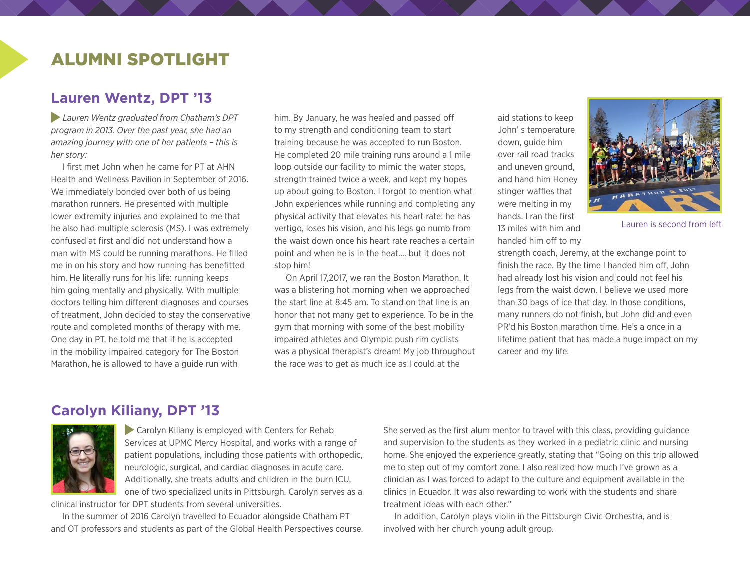# ALUMNI SPOTLIGHT

## Lauren Wentz, DPT '13

*Lauren Wentz graduated from Chatham's DPT program in 2013. Over the past year, she had an amazing journey with one of her patients – this is her story:*

I first met John when he came for PT at AHN Health and Wellness Pavilion in September of 2016. We immediately bonded over both of us being marathon runners. He presented with multiple lower extremity injuries and explained to me that he also had multiple sclerosis (MS). I was extremely confused at first and did not understand how a man with MS could be running marathons. He filled me in on his story and how running has benefitted him. He literally runs for his life: running keeps him going mentally and physically. With multiple doctors telling him different diagnoses and courses of treatment, John decided to stay the conservative route and completed months of therapy with me. One day in PT, he told me that if he is accepted in the mobility impaired category for The Boston Marathon, he is allowed to have a guide run with him. By January, he was healed and passed off to my strength and conditioning team to start training because he was accepted to run Boston. He completed 20 mile training runs around a 1 mile loop outside our facility to mimic the water stops, strength trained twice a week, and kept my hopes up about going to Boston. I forgot to mention what John experiences while running and completing any physical activity that elevates his heart rate: he has vertigo, loses his vision, and his legs go numb from the waist down once his heart rate reaches a certain point and when he is in the heat.... but it does not stop him!

On April 17,2017, we ran the Boston Marathon. It was a blistering hot morning when we approached the start line at 8:45 am. To stand on that line is an honor that not many get to experience. To be in the gym that morning with some of the best mobility impaired athletes and Olympic push rim cyclists was a physical therapist's dream! My job throughout the race was to get as much ice as I could at the aid stations to keep John' s temperature down, guide him over rail road tracks and uneven ground, and hand him Honey stinger waffles that were melting in my hands. I ran the first 13 miles with him and handed him off to my strength coach, Jeremy, at the exchange point to finish the race. By the time I handed him off, John had already lost his vision and could not feel his legs from the waist down. I believe we used more than 30 bags of ice that day. In those conditions, many runners do not finish, but John did and even PR'd his Boston marathon time. He's a once in a lifetime patient that has made a huge impact on my career and my life.

Lauren is second from left

## Carolyn Kiliany, DPT '13

Carolyn Kiliany is employed with Centers for Rehab Services at UPMC Mercy Hospital, and works with a range of patient populations, including those patients with orthopedic, neurologic, surgical, and cardiac diagnoses in acute care. Additionally, she treats adults and children in the burn ICU, one of two specialized units in Pittsburgh. Carolyn serves as a clinical instructor for DPT students from several universities.

In the summer of 2016 Carolyn travelled to Ecuador alongside Chatham PT and OT professors and students as part of the Global Health Perspectives course. She served as the first alum mentor to travel with this class, providing guidance and supervision to the students as they worked in a pediatric clinic and nursing home. She enjoyed the experience greatly, stating that "Going on this trip allowed me to step out of my comfort zone. I also realized how much I've grown as a clinician as I was forced to adapt to the culture and equipment available in the clinics in Ecuador. It was also rewarding to work with the students and share treatment ideas with each other."

In addition, Carolyn plays violin in the Pittsburgh Civic Orchestra, and is involved with her church young adult group.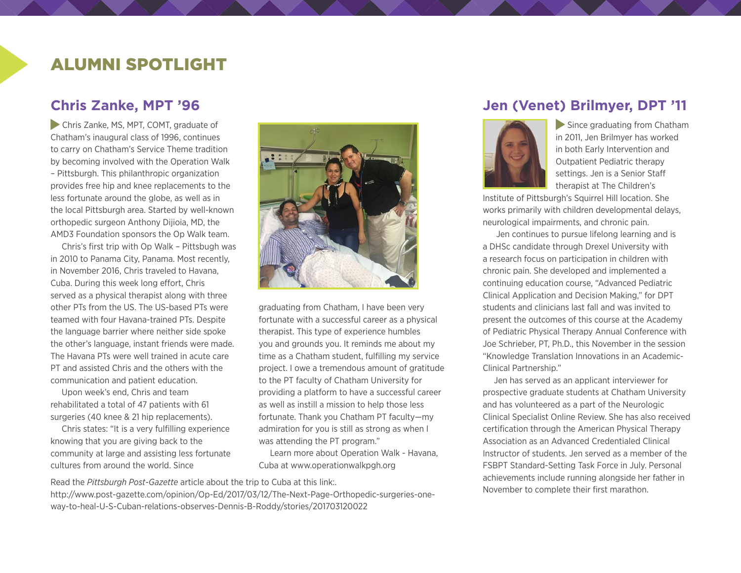# ALUMNI SPOTLIGHT

## Chris Zanke, MPT '96

Chris Zanke, MS, MPT, COMT, graduate of Chatham's inaugural class of 1996, continues to carry on Chatham's Service Theme tradition by becoming involved with the Operation Walk – Pittsburgh. This philanthropic organization provides free hip and knee replacements to the less fortunate around the globe, as well as in the local Pittsburgh area. Started by well-known orthopedic surgeon Anthony Dijioia, MD, the AMD3 Foundation sponsors the Op Walk team.

Chris's first trip with Op Walk – Pittsbugh was in 2010 to Panama City, Panama. Most recently, in November 2016, Chris traveled to Havana, Cuba. During this week long effort, Chris served as a physical therapist along with three other PTs from the US. The US-based PTs were teamed with four Havana-trained PTs. Despite the language barrier where neither side spoke the other's language, instant friends were made. The Havana PTs were well trained in acute care PT and assisted Chris and the others with the communication and patient education.

Upon week's end, Chris and team rehabilitated a total of 47 patients with 61 surgeries (40 knee & 21 hip replacements).

Chris states: "It is a very fulfilling experience knowing that you are giving back to the community at large and assisting less fortunate cultures from around the world. Since graduating from Chatham, I have been very fortunate with a successful career as a physical therapist. This type of experience humbles you and grounds you. It reminds me about my time as a Chatham student, fulfilling my service project. I owe a tremendous amount of gratitude to the PT faculty of Chatham University for providing a platform to have a successful career as well as instill a mission to help those less fortunate. Thank you Chatham PT faculty—my admiration for you is still as strong as when I was attending the PT program."

Learn more about Operation Walk - Havana, Cuba at www.operationwalkpgh.org

Read the *Pittsburgh Post-Gazette* article about the trip to Cuba at this link:. http://www.post-gazette.com/opinion/Op-Ed/2017/03/12/The-Next-Page-Orthopedic-surgeries-one-way-to-heal-U-S-Cuban-relations-observes-Dennis-B-Roddy/stories/201703120022

## Jen (Venet) Brilmyer, DPT '11

Since graduating from Chatham in 2011, Jen Brilmyer has worked in both Early Intervention and Outpatient Pediatric therapy settings. Jen is a Senior Staff therapist at The Children's Institute of Pittsburgh's Squirrel Hill location. She works primarily with children developmental delays, neurological impairments, and chronic pain.

Jen continues to pursue lifelong learning and is a DHSc candidate through Drexel University with a research focus on participation in children with chronic pain. She developed and implemented a continuing education course, "Advanced Pediatric Clinical Application and Decision Making," for DPT students and clinicians last fall and was invited to present the outcomes of this course at the Academy of Pediatric Physical Therapy Annual Conference with Joe Schrieber, PT, Ph.D., this November in the session "Knowledge Translation Innovations in an Academic-Clinical Partnership."

Jen has served as an applicant interviewer for prospective graduate students at Chatham University and has volunteered as a part of the Neurologic Clinical Specialist Online Review. She has also received certification through the American Physical Therapy Association as an Advanced Credentialed Clinical Instructor of students. Jen served as a member of the FSBPT Standard-Setting Task Force in July. Personal achievements include running alongside her father in November to complete their first marathon.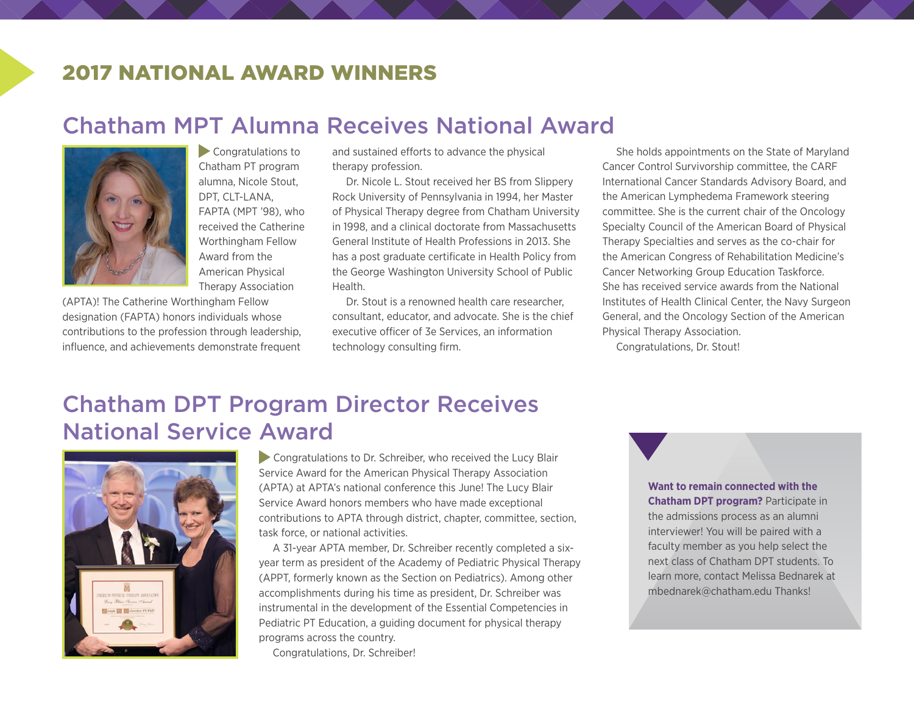# 2017 NATIONAL AWARD WINNERS

## Chatham MPT Alumna Receives National Award

Congratulations to Chatham PT program alumna, Nicole Stout, DPT, CLT-LANA, FAPTA (MPT '98), who received the Catherine Worthingham Fellow Award from the American Physical Therapy Association (APTA)! The Catherine Worthingham Fellow designation (FAPTA) honors individuals whose contributions to the profession through leadership, influence, and achievements demonstrate frequent and sustained efforts to advance the physical therapy profession.

Dr. Nicole L. Stout received her BS from Slippery Rock University of Pennsylvania in 1994, her Master of Physical Therapy degree from Chatham University in 1998, and a clinical doctorate from Massachusetts General Institute of Health Professions in 2013. She has a post graduate certificate in Health Policy from the George Washington University School of Public Health.

Dr. Stout is a renowned health care researcher, consultant, educator, and advocate. She is the chief executive officer of 3e Services, an information technology consulting firm.

She holds appointments on the State of Maryland Cancer Control Survivorship committee, the CARF International Cancer Standards Advisory Board, and the American Lymphedema Framework steering committee. She is the current chair of the Oncology Specialty Council of the American Board of Physical Therapy Specialties and serves as the co-chair for the American Congress of Rehabilitation Medicine's Cancer Networking Group Education Taskforce. She has received service awards from the National Institutes of Health Clinical Center, the Navy Surgeon General, and the Oncology Section of the American Physical Therapy Association.

Congratulations, Dr. Stout!

## Chatham DPT Program Director Receives National Service Award

Congratulations to Dr. Schreiber, who received the Lucy Blair Service Award for the American Physical Therapy Association (APTA) at APTA's national conference this June! The Lucy Blair Service Award honors members who have made exceptional contributions to APTA through district, chapter, committee, section, task force, or national activities.

A 31-year APTA member, Dr. Schreiber recently completed a six-year term as president of the Academy of Pediatric Physical Therapy (APPT, formerly known as the Section on Pediatrics). Among other accomplishments during his time as president, Dr. Schreiber was instrumental in the development of the Essential Competencies in Pediatric PT Education, a guiding document for physical therapy programs across the country.

Congratulations, Dr. Schreiber!

**Want to remain connected with the Chatham DPT program?** Participate in the admissions process as an alumni interviewer! You will be paired with a faculty member as you help select the next class of Chatham DPT students. To learn more, contact Melissa Bednarek at mbednarek@chatham.edu Thanks!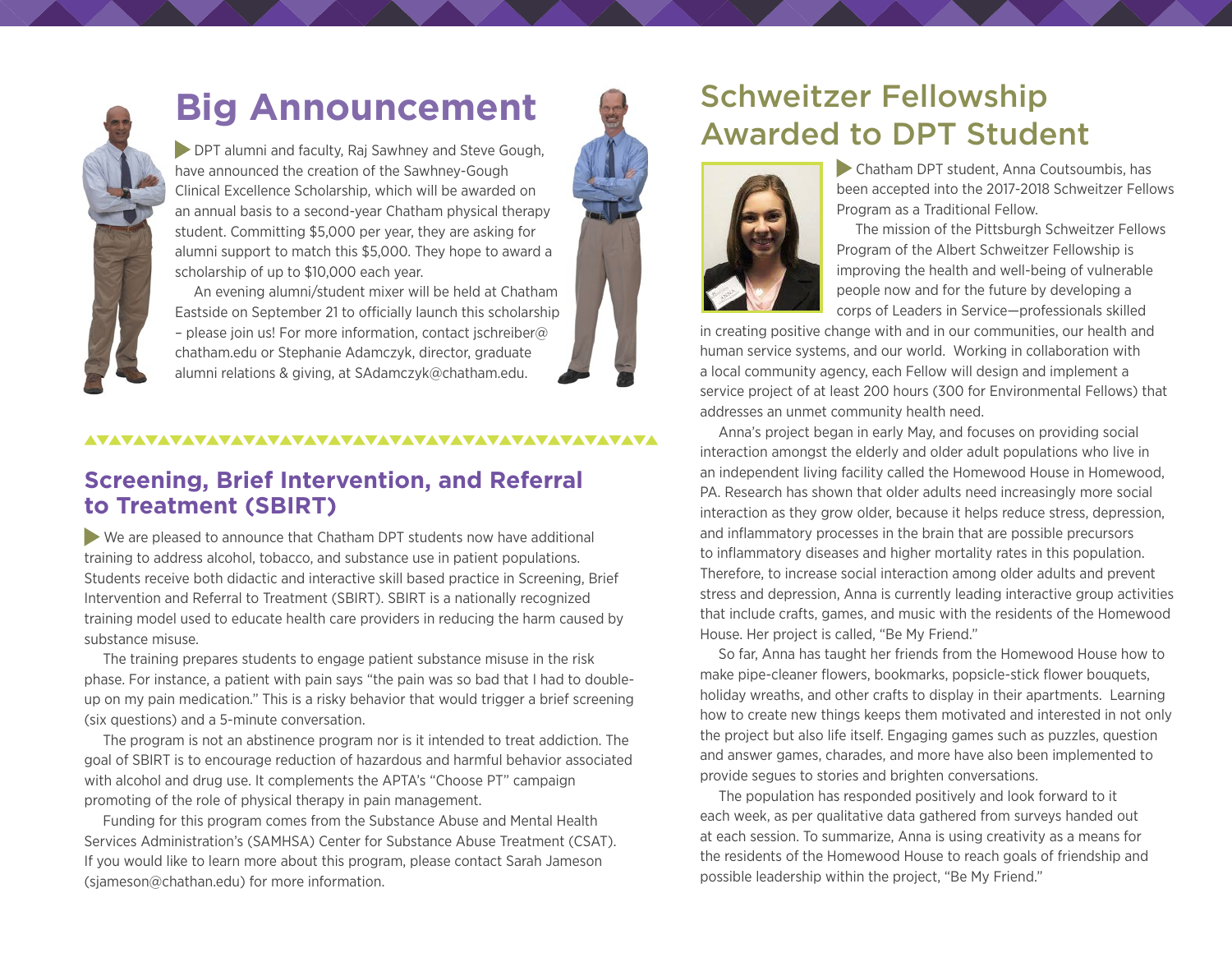# Big Announcement

DPT alumni and faculty, Raj Sawhney and Steve Gough, have announced the creation of the Sawhney-Gough Clinical Excellence Scholarship, which will be awarded on an annual basis to a second-year Chatham physical therapy student. Committing $5,000 per year, they are asking for alumni support to match this $5,000. They hope to award a scholarship of up to $10,000 each year.

An evening alumni/student mixer will be held at Chatham Eastside on September 21 to officially launch this scholarship – please join us! For more information, contact jschreiber@chatham.edu or Stephanie Adamczyk, director, graduate alumni relations & giving, at SAdamczyk@chatham.edu.

## Screening, Brief Intervention, and Referral to Treatment (SBIRT)

We are pleased to announce that Chatham DPT students now have additional training to address alcohol, tobacco, and substance use in patient populations. Students receive both didactic and interactive skill based practice in Screening, Brief Intervention and Referral to Treatment (SBIRT). SBIRT is a nationally recognized training model used to educate health care providers in reducing the harm caused by substance misuse.

The training prepares students to engage patient substance misuse in the risk phase. For instance, a patient with pain says "the pain was so bad that I had to double-up on my pain medication." This is a risky behavior that would trigger a brief screening (six questions) and a 5-minute conversation.

The program is not an abstinence program nor is it intended to treat addiction. The goal of SBIRT is to encourage reduction of hazardous and harmful behavior associated with alcohol and drug use. It complements the APTA's "Choose PT" campaign promoting of the role of physical therapy in pain management.

Funding for this program comes from the Substance Abuse and Mental Health Services Administration's (SAMHSA) Center for Substance Abuse Treatment (CSAT). If you would like to learn more about this program, please contact Sarah Jameson (sjameson@chathan.edu) for more information.

# Schweitzer Fellowship Awarded to DPT Student

Chatham DPT student, Anna Coutsoumbis, has been accepted into the 2017-2018 Schweitzer Fellows Program as a Traditional Fellow.

The mission of the Pittsburgh Schweitzer Fellows Program of the Albert Schweitzer Fellowship is improving the health and well-being of vulnerable people now and for the future by developing a corps of Leaders in Service—professionals skilled in creating positive change with and in our communities, our health and human service systems, and our world. Working in collaboration with a local community agency, each Fellow will design and implement a service project of at least 200 hours (300 for Environmental Fellows) that addresses an unmet community health need.

Anna's project began in early May, and focuses on providing social interaction amongst the elderly and older adult populations who live in an independent living facility called the Homewood House in Homewood, PA. Research has shown that older adults need increasingly more social interaction as they grow older, because it helps reduce stress, depression, and inflammatory processes in the brain that are possible precursors to inflammatory diseases and higher mortality rates in this population. Therefore, to increase social interaction among older adults and prevent stress and depression, Anna is currently leading interactive group activities that include crafts, games, and music with the residents of the Homewood House. Her project is called, "Be My Friend."

So far, Anna has taught her friends from the Homewood House how to make pipe-cleaner flowers, bookmarks, popsicle-stick flower bouquets, holiday wreaths, and other crafts to display in their apartments. Learning how to create new things keeps them motivated and interested in not only the project but also life itself. Engaging games such as puzzles, question and answer games, charades, and more have also been implemented to provide segues to stories and brighten conversations.

The population has responded positively and look forward to it each week, as per qualitative data gathered from surveys handed out at each session. To summarize, Anna is using creativity as a means for the residents of the Homewood House to reach goals of friendship and possible leadership within the project, "Be My Friend."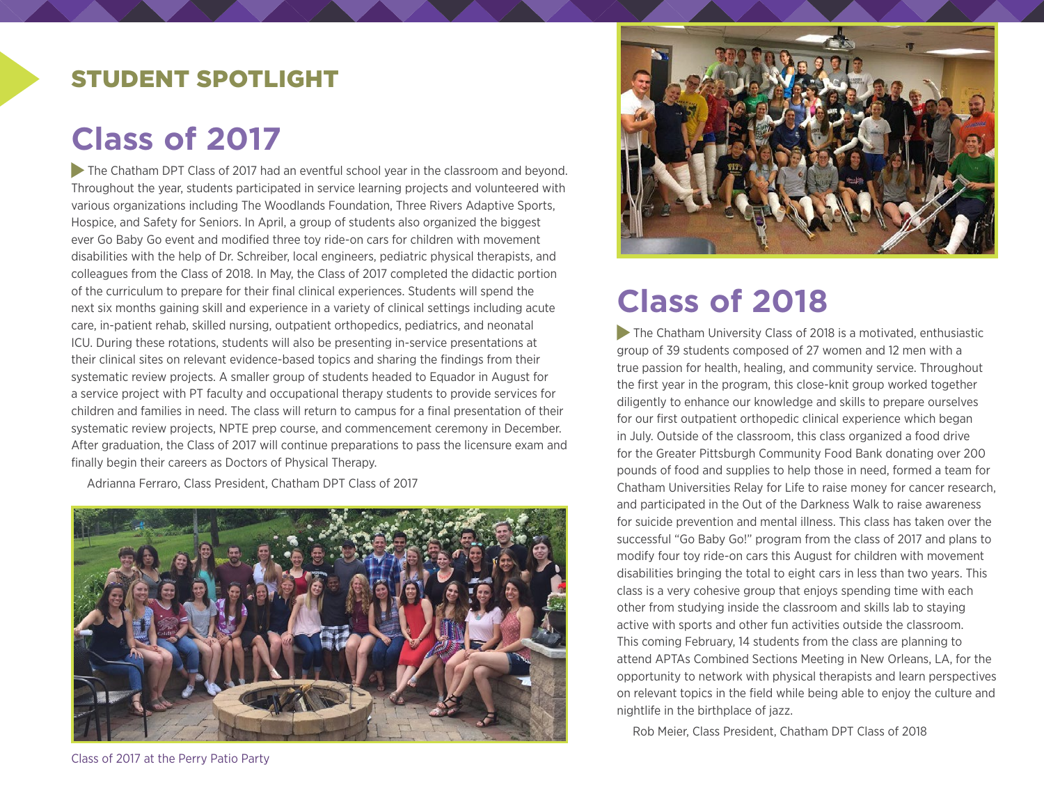## STUDENT SPOTLIGHT

# Class of 2017

The Chatham DPT Class of 2017 had an eventful school year in the classroom and beyond. Throughout the year, students participated in service learning projects and volunteered with various organizations including The Woodlands Foundation, Three Rivers Adaptive Sports, Hospice, and Safety for Seniors. In April, a group of students also organized the biggest ever Go Baby Go event and modified three toy ride-on cars for children with movement disabilities with the help of Dr. Schreiber, local engineers, pediatric physical therapists, and colleagues from the Class of 2018. In May, the Class of 2017 completed the didactic portion of the curriculum to prepare for their final clinical experiences. Students will spend the next six months gaining skill and experience in a variety of clinical settings including acute care, in-patient rehab, skilled nursing, outpatient orthopedics, pediatrics, and neonatal ICU. During these rotations, students will also be presenting in-service presentations at their clinical sites on relevant evidence-based topics and sharing the findings from their systematic review projects. A smaller group of students headed to Equador in August for a service project with PT faculty and occupational therapy students to provide services for children and families in need. The class will return to campus for a final presentation of their systematic review projects, NPTE prep course, and commencement ceremony in December. After graduation, the Class of 2017 will continue preparations to pass the licensure exam and finally begin their careers as Doctors of Physical Therapy.

Adrianna Ferraro, Class President, Chatham DPT Class of 2017

Class of 2017 at the Perry Patio Party

# Class of 2018

The Chatham University Class of 2018 is a motivated, enthusiastic group of 39 students composed of 27 women and 12 men with a true passion for health, healing, and community service. Throughout the first year in the program, this close-knit group worked together diligently to enhance our knowledge and skills to prepare ourselves for our first outpatient orthopedic clinical experience which began in July. Outside of the classroom, this class organized a food drive for the Greater Pittsburgh Community Food Bank donating over 200 pounds of food and supplies to help those in need, formed a team for Chatham Universities Relay for Life to raise money for cancer research, and participated in the Out of the Darkness Walk to raise awareness for suicide prevention and mental illness. This class has taken over the successful "Go Baby Go!" program from the class of 2017 and plans to modify four toy ride-on cars this August for children with movement disabilities bringing the total to eight cars in less than two years. This class is a very cohesive group that enjoys spending time with each other from studying inside the classroom and skills lab to staying active with sports and other fun activities outside the classroom. This coming February, 14 students from the class are planning to attend APTAs Combined Sections Meeting in New Orleans, LA, for the opportunity to network with physical therapists and learn perspectives on relevant topics in the field while being able to enjoy the culture and nightlife in the birthplace of jazz.

Rob Meier, Class President, Chatham DPT Class of 2018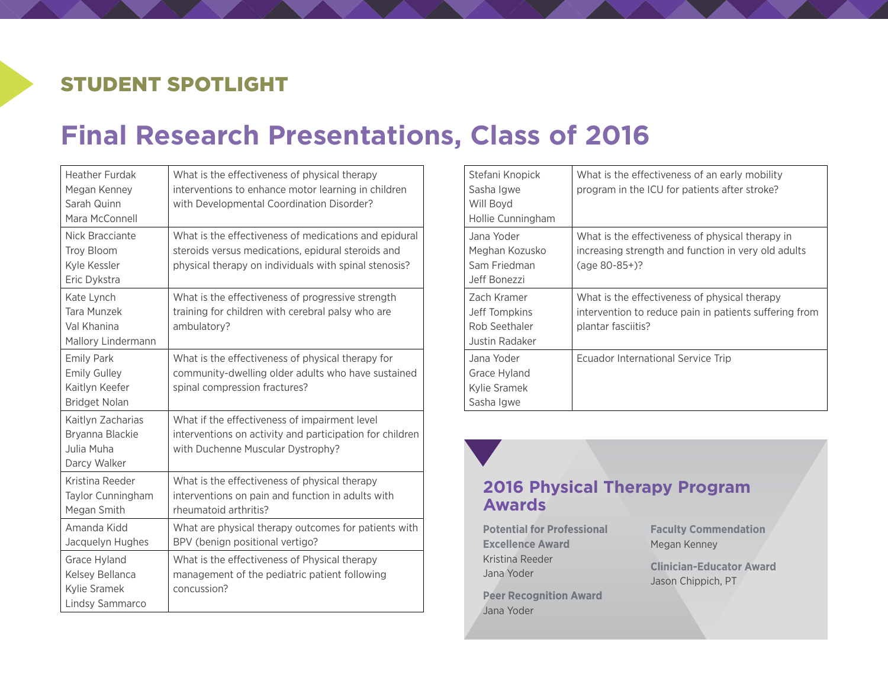## STUDENT SPOTLIGHT

# Final Research Presentations, Class of 2016

| Students | Research Question |
| --- | --- |
| Heather Furdak<br>Megan Kenney<br>Sarah Quinn<br>Mara McConnell | What is the effectiveness of physical therapy interventions to enhance motor learning in children with Developmental Coordination Disorder? |
| Nick Bracciante<br>Troy Bloom<br>Kyle Kessler<br>Eric Dykstra | What is the effectiveness of medications and epidural steroids versus medications, epidural steroids and physical therapy on individuals with spinal stenosis? |
| Kate Lynch<br>Tara Munzek<br>Val Khanina<br>Mallory Lindermann | What is the effectiveness of progressive strength training for children with cerebral palsy who are ambulatory? |
| Emily Park<br>Emily Gulley<br>Kaitlyn Keefer<br>Bridget Nolan | What is the effectiveness of physical therapy for community-dwelling older adults who have sustained spinal compression fractures? |
| Kaitlyn Zacharias<br>Bryanna Blackie<br>Julia Muha<br>Darcy Walker | What if the effectiveness of impairment level interventions on activity and participation for children with Duchenne Muscular Dystrophy? |
| Kristina Reeder<br>Taylor Cunningham<br>Megan Smith | What is the effectiveness of physical therapy interventions on pain and function in adults with rheumatoid arthritis? |
| Amanda Kidd<br>Jacquelyn Hughes | What are physical therapy outcomes for patients with BPV (benign positional vertigo? |
| Grace Hyland<br>Kelsey Bellanca<br>Kylie Sramek<br>Lindsy Sammarco | What is the effectiveness of Physical therapy management of the pediatric patient following concussion? |
| Stefani Knopick<br>Sasha Igwe<br>Will Boyd<br>Hollie Cunningham | What is the effectiveness of an early mobility program in the ICU for patients after stroke? |
| Jana Yoder<br>Meghan Kozusko<br>Sam Friedman<br>Jeff Bonezzi | What is the effectiveness of physical therapy in increasing strength and function in very old adults (age 80-85+)? |
| Zach Kramer<br>Jeff Tompkins<br>Rob Seethaler<br>Justin Radaker | What is the effectiveness of physical therapy intervention to reduce pain in patients suffering from plantar fasciitis? |
| Jana Yoder<br>Grace Hyland<br>Kylie Sramek<br>Sasha Igwe | Ecuador International Service Trip |

## 2016 Physical Therapy Program Awards

**Potential for Professional Excellence Award**
Kristina Reeder
Jana Yoder

**Peer Recognition Award**
Jana Yoder

**Faculty Commendation**
Megan Kenney

**Clinician-Educator Award**
Jason Chippich, PT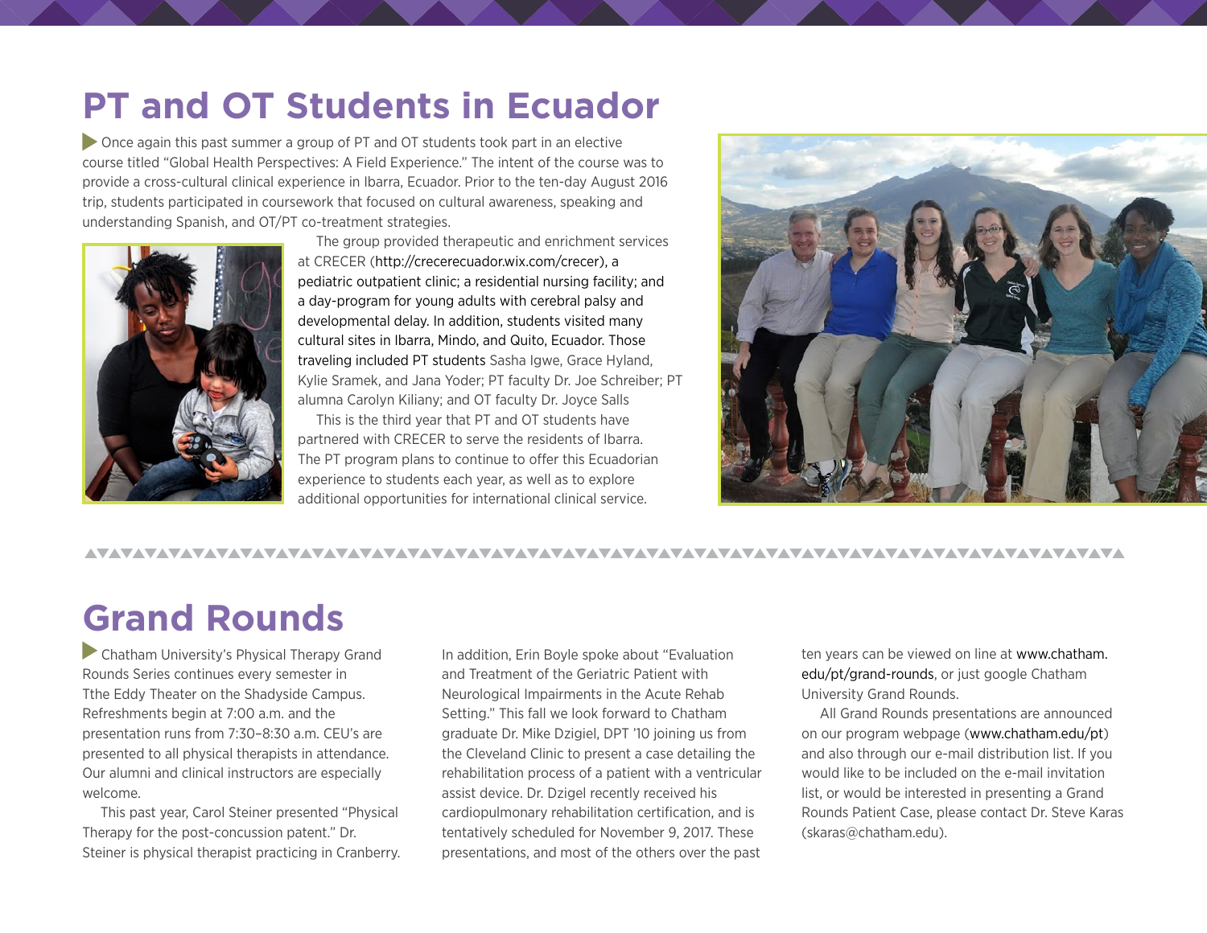# PT and OT Students in Ecuador

Once again this past summer a group of PT and OT students took part in an elective course titled "Global Health Perspectives: A Field Experience." The intent of the course was to provide a cross-cultural clinical experience in Ibarra, Ecuador. Prior to the ten-day August 2016 trip, students participated in coursework that focused on cultural awareness, speaking and understanding Spanish, and OT/PT co-treatment strategies.

The group provided therapeutic and enrichment services at CRECER (http://crecerecuador.wix.com/crecer), a pediatric outpatient clinic; a residential nursing facility; and a day-program for young adults with cerebral palsy and developmental delay. In addition, students visited many cultural sites in Ibarra, Mindo, and Quito, Ecuador. Those traveling included PT students Sasha Igwe, Grace Hyland, Kylie Sramek, and Jana Yoder; PT faculty Dr. Joe Schreiber; PT alumna Carolyn Kiliany; and OT faculty Dr. Joyce Salls

This is the third year that PT and OT students have partnered with CRECER to serve the residents of Ibarra. The PT program plans to continue to offer this Ecuadorian experience to students each year, as well as to explore additional opportunities for international clinical service.

# Grand Rounds

Chatham University's Physical Therapy Grand Rounds Series continues every semester in Tthe Eddy Theater on the Shadyside Campus. Refreshments begin at 7:00 a.m. and the presentation runs from 7:30–8:30 a.m. CEU's are presented to all physical therapists in attendance. Our alumni and clinical instructors are especially welcome.

This past year, Carol Steiner presented "Physical Therapy for the post-concussion patent." Dr. Steiner is physical therapist practicing in Cranberry. In addition, Erin Boyle spoke about "Evaluation and Treatment of the Geriatric Patient with Neurological Impairments in the Acute Rehab Setting." This fall we look forward to Chatham graduate Dr. Mike Dzigiel, DPT '10 joining us from the Cleveland Clinic to present a case detailing the rehabilitation process of a patient with a ventricular assist device. Dr. Dzigel recently received his cardiopulmonary rehabilitation certification, and is tentatively scheduled for November 9, 2017. These presentations, and most of the others over the past ten years can be viewed on line at www.chatham.edu/pt/grand-rounds, or just google Chatham University Grand Rounds.

All Grand Rounds presentations are announced on our program webpage (www.chatham.edu/pt) and also through our e-mail distribution list. If you would like to be included on the e-mail invitation list, or would be interested in presenting a Grand Rounds Patient Case, please contact Dr. Steve Karas (skaras@chatham.edu).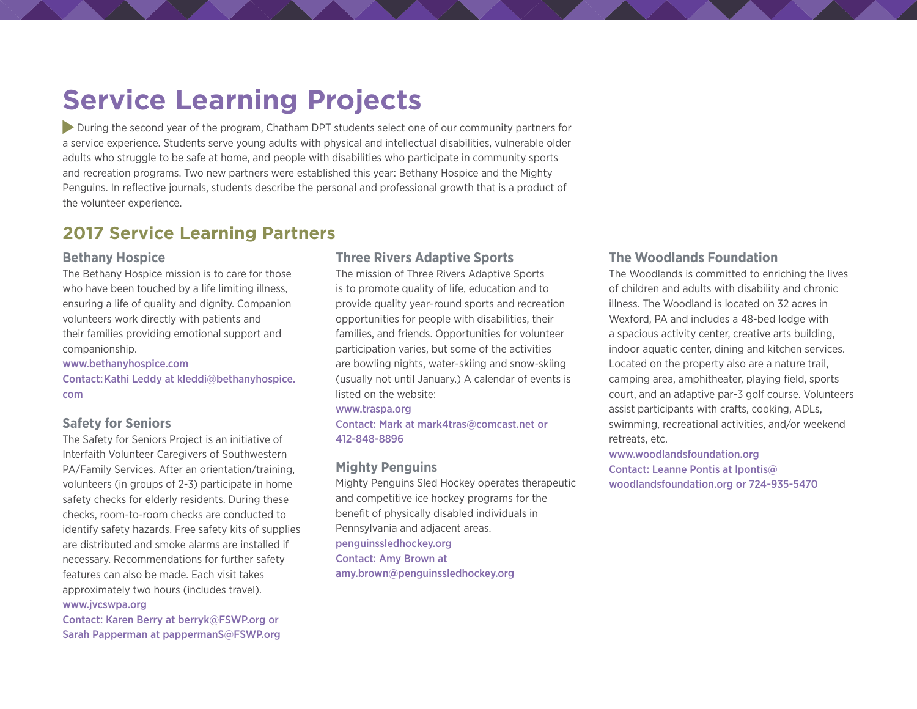# Service Learning Projects

During the second year of the program, Chatham DPT students select one of our community partners for a service experience. Students serve young adults with physical and intellectual disabilities, vulnerable older adults who struggle to be safe at home, and people with disabilities who participate in community sports and recreation programs. Two new partners were established this year: Bethany Hospice and the Mighty Penguins. In reflective journals, students describe the personal and professional growth that is a product of the volunteer experience.

## 2017 Service Learning Partners

### Bethany Hospice

The Bethany Hospice mission is to care for those who have been touched by a life limiting illness, ensuring a life of quality and dignity. Companion volunteers work directly with patients and their families providing emotional support and companionship.

www.bethanyhospice.com

Contact: Kathi Leddy at kleddi@bethanyhospice.com

### Safety for Seniors

The Safety for Seniors Project is an initiative of Interfaith Volunteer Caregivers of Southwestern PA/Family Services. After an orientation/training, volunteers (in groups of 2-3) participate in home safety checks for elderly residents. During these checks, room-to-room checks are conducted to identify safety hazards. Free safety kits of supplies are distributed and smoke alarms are installed if necessary. Recommendations for further safety features can also be made. Each visit takes approximately two hours (includes travel).

www.jvcswpa.org

Contact: Karen Berry at berryk@FSWP.org or Sarah Papperman at pappermanS@FSWP.org

### Three Rivers Adaptive Sports

The mission of Three Rivers Adaptive Sports is to promote quality of life, education and to provide quality year-round sports and recreation opportunities for people with disabilities, their families, and friends. Opportunities for volunteer participation varies, but some of the activities are bowling nights, water-skiing and snow-skiing (usually not until January.) A calendar of events is listed on the website:

www.traspa.org

Contact: Mark at mark4tras@comcast.net or 412-848-8896

### Mighty Penguins

Mighty Penguins Sled Hockey operates therapeutic and competitive ice hockey programs for the benefit of physically disabled individuals in Pennsylvania and adjacent areas.

penguinssledhockey.org

Contact: Amy Brown at amy.brown@penguinssledhockey.org

### The Woodlands Foundation

The Woodlands is committed to enriching the lives of children and adults with disability and chronic illness. The Woodland is located on 32 acres in Wexford, PA and includes a 48-bed lodge with a spacious activity center, creative arts building, indoor aquatic center, dining and kitchen services. Located on the property also are a nature trail, camping area, amphitheater, playing field, sports court, and an adaptive par-3 golf course. Volunteers assist participants with crafts, cooking, ADLs, swimming, recreational activities, and/or weekend retreats, etc.

www.woodlandsfoundation.org

Contact: Leanne Pontis at lpontis@woodlandsfoundation.org or 724-935-5470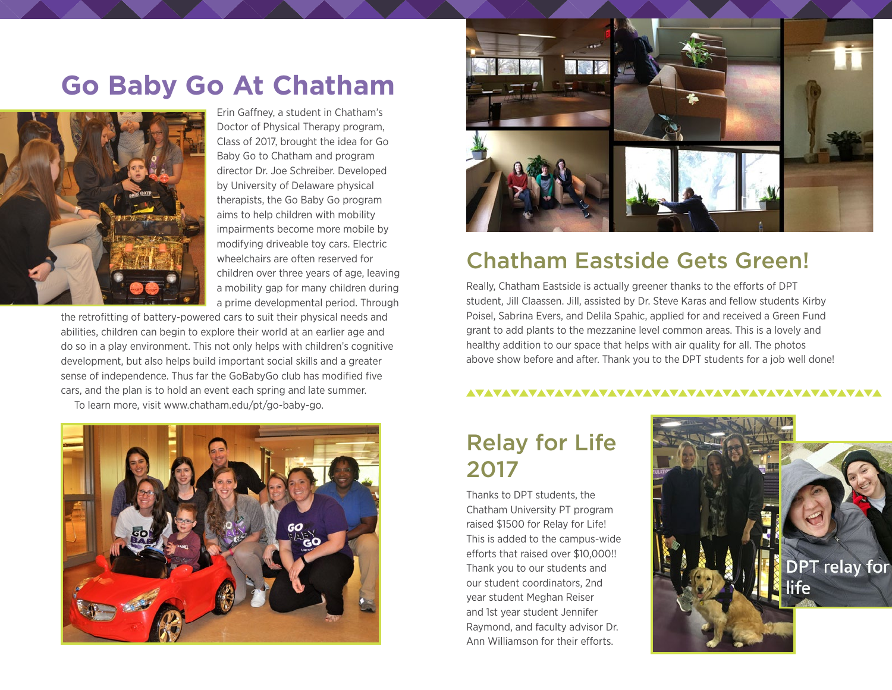# Go Baby Go At Chatham

Erin Gaffney, a student in Chatham's Doctor of Physical Therapy program, Class of 2017, brought the idea for Go Baby Go to Chatham and program director Dr. Joe Schreiber. Developed by University of Delaware physical therapists, the Go Baby Go program aims to help children with mobility impairments become more mobile by modifying driveable toy cars. Electric wheelchairs are often reserved for children over three years of age, leaving a mobility gap for many children during a prime developmental period. Through the retrofitting of battery-powered cars to suit their physical needs and abilities, children can begin to explore their world at an earlier age and do so in a play environment. This not only helps with children's cognitive development, but also helps build important social skills and a greater sense of independence. Thus far the GoBabyGo club has modified five cars, and the plan is to hold an event each spring and late summer.

To learn more, visit www.chatham.edu/pt/go-baby-go.

## Chatham Eastside Gets Green!

Really, Chatham Eastside is actually greener thanks to the efforts of DPT student, Jill Claassen. Jill, assisted by Dr. Steve Karas and fellow students Kirby Poisel, Sabrina Evers, and Delila Spahic, applied for and received a Green Fund grant to add plants to the mezzanine level common areas. This is a lovely and healthy addition to our space that helps with air quality for all. The photos above show before and after. Thank you to the DPT students for a job well done!

## Relay for Life 2017

Thanks to DPT students, the Chatham University PT program raised $1500 for Relay for Life! This is added to the campus-wide efforts that raised over $10,000!! Thank you to our students and our student coordinators, 2nd year student Meghan Reiser and 1st year student Jennifer Raymond, and faculty advisor Dr. Ann Williamson for their efforts.

DPT relay for life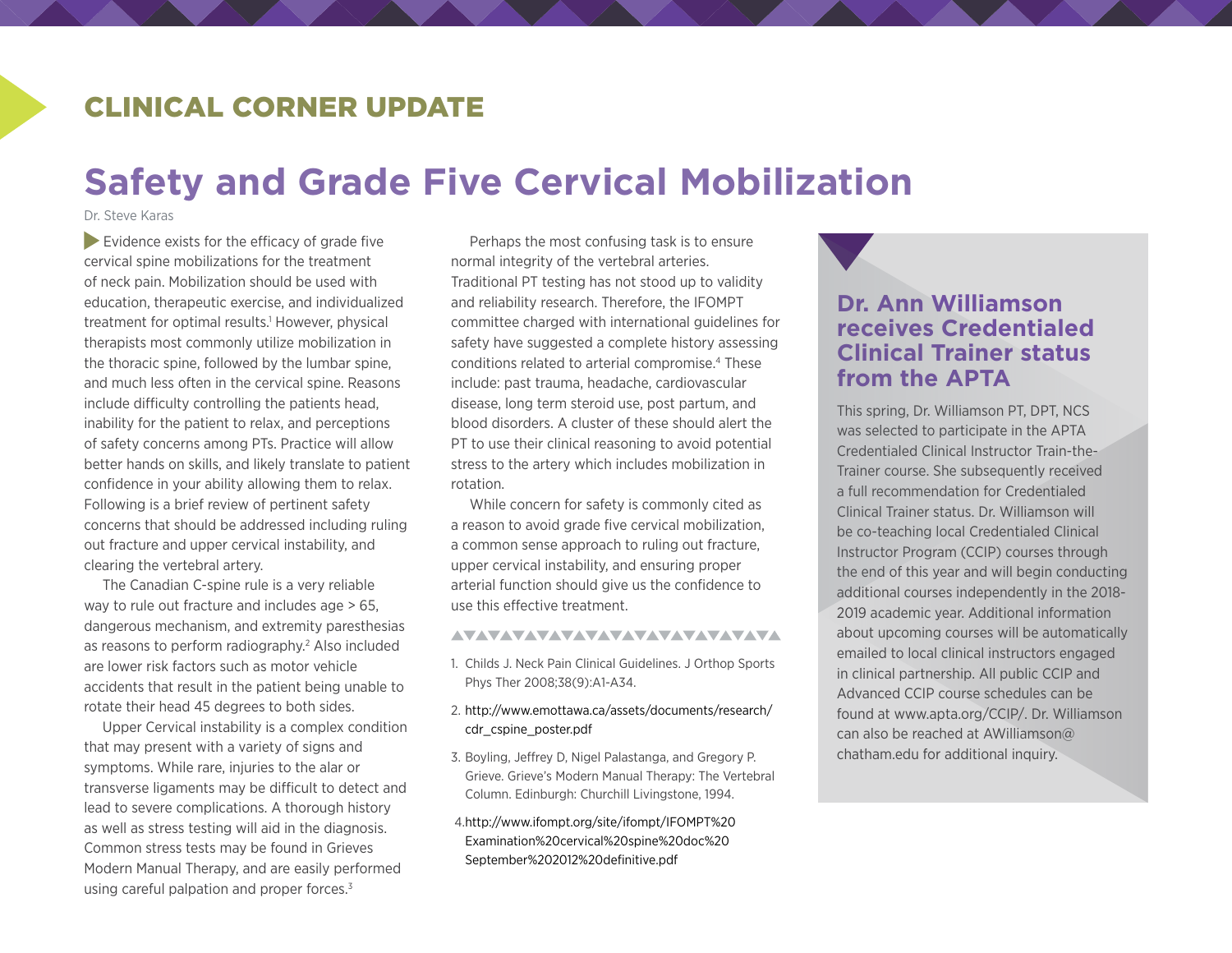## CLINICAL CORNER UPDATE

# Safety and Grade Five Cervical Mobilization

Dr. Steve Karas

Evidence exists for the efficacy of grade five cervical spine mobilizations for the treatment of neck pain. Mobilization should be used with education, therapeutic exercise, and individualized treatment for optimal results.[1] However, physical therapists most commonly utilize mobilization in the thoracic spine, followed by the lumbar spine, and much less often in the cervical spine. Reasons include difficulty controlling the patients head, inability for the patient to relax, and perceptions of safety concerns among PTs. Practice will allow better hands on skills, and likely translate to patient confidence in your ability allowing them to relax. Following is a brief review of pertinent safety concerns that should be addressed including ruling out fracture and upper cervical instability, and clearing the vertebral artery.

The Canadian C-spine rule is a very reliable way to rule out fracture and includes age > 65, dangerous mechanism, and extremity paresthesias as reasons to perform radiography.[2] Also included are lower risk factors such as motor vehicle accidents that result in the patient being unable to rotate their head 45 degrees to both sides.

Upper Cervical instability is a complex condition that may present with a variety of signs and symptoms. While rare, injuries to the alar or transverse ligaments may be difficult to detect and lead to severe complications. A thorough history as well as stress testing will aid in the diagnosis. Common stress tests may be found in Grieves Modern Manual Therapy, and are easily performed using careful palpation and proper forces.[3]

Perhaps the most confusing task is to ensure normal integrity of the vertebral arteries. Traditional PT testing has not stood up to validity and reliability research. Therefore, the IFOMPT committee charged with international guidelines for safety have suggested a complete history assessing conditions related to arterial compromise.[4] These include: past trauma, headache, cardiovascular disease, long term steroid use, post partum, and blood disorders. A cluster of these should alert the PT to use their clinical reasoning to avoid potential stress to the artery which includes mobilization in rotation.

While concern for safety is commonly cited as a reason to avoid grade five cervical mobilization, a common sense approach to ruling out fracture, upper cervical instability, and ensuring proper arterial function should give us the confidence to use this effective treatment.

1. Childs J. Neck Pain Clinical Guidelines. J Orthop Sports Phys Ther 2008;38(9):A1-A34.
2. http://www.emottawa.ca/assets/documents/research/cdr_cspine_poster.pdf
3. Boyling, Jeffrey D, Nigel Palastanga, and Gregory P. Grieve. Grieve's Modern Manual Therapy: The Vertebral Column. Edinburgh: Churchill Livingstone, 1994.
4. http://www.ifompt.org/site/ifompt/IFOMPT%20Examination%20cervical%20spine%20doc%20September%202012%20definitive.pdf

## Dr. Ann Williamson receives Credentialed Clinical Trainer status from the APTA

This spring, Dr. Williamson PT, DPT, NCS was selected to participate in the APTA Credentialed Clinical Instructor Train-the-Trainer course. She subsequently received a full recommendation for Credentialed Clinical Trainer status. Dr. Williamson will be co-teaching local Credentialed Clinical Instructor Program (CCIP) courses through the end of this year and will begin conducting additional courses independently in the 2018-2019 academic year. Additional information about upcoming courses will be automatically emailed to local clinical instructors engaged in clinical partnership. All public CCIP and Advanced CCIP course schedules can be found at www.apta.org/CCIP/. Dr. Williamson can also be reached at AWilliamson@chatham.edu for additional inquiry.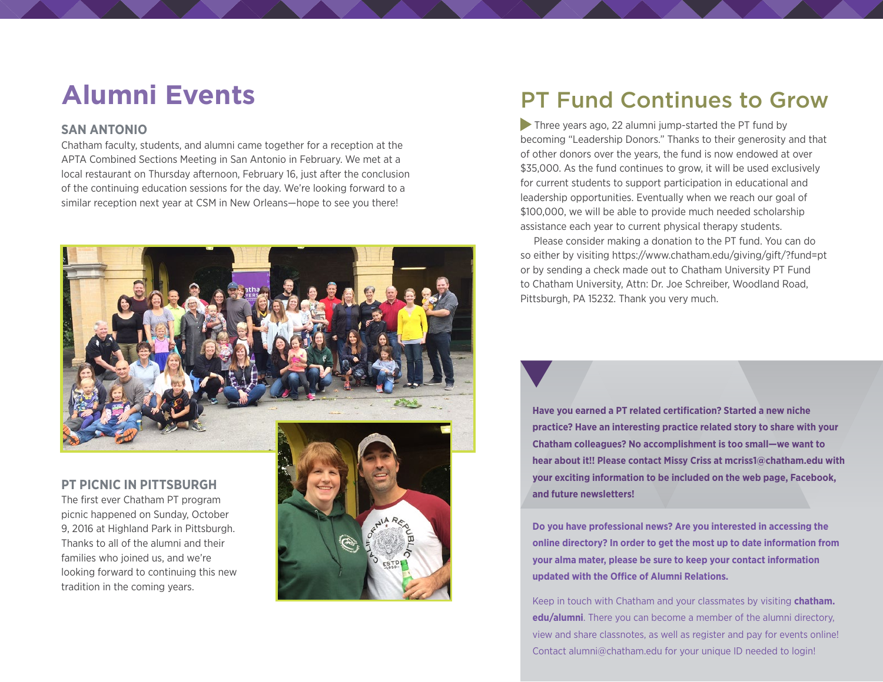# Alumni Events

### SAN ANTONIO

Chatham faculty, students, and alumni came together for a reception at the APTA Combined Sections Meeting in San Antonio in February. We met at a local restaurant on Thursday afternoon, February 16, just after the conclusion of the continuing education sessions for the day. We're looking forward to a similar reception next year at CSM in New Orleans—hope to see you there!

### PT PICNIC IN PITTSBURGH

The first ever Chatham PT program picnic happened on Sunday, October 9, 2016 at Highland Park in Pittsburgh. Thanks to all of the alumni and their families who joined us, and we're looking forward to continuing this new tradition in the coming years.

# PT Fund Continues to Grow

Three years ago, 22 alumni jump-started the PT fund by becoming "Leadership Donors." Thanks to their generosity and that of other donors over the years, the fund is now endowed at over $35,000. As the fund continues to grow, it will be used exclusively for current students to support participation in educational and leadership opportunities. Eventually when we reach our goal of $100,000, we will be able to provide much needed scholarship assistance each year to current physical therapy students.

Please consider making a donation to the PT fund. You can do so either by visiting https://www.chatham.edu/giving/gift/?fund=pt or by sending a check made out to Chatham University PT Fund to Chatham University, Attn: Dr. Joe Schreiber, Woodland Road, Pittsburgh, PA 15232. Thank you very much.

**Have you earned a PT related certification? Started a new niche practice? Have an interesting practice related story to share with your Chatham colleagues? No accomplishment is too small—we want to hear about it!! Please contact Missy Criss at mcriss1@chatham.edu with your exciting information to be included on the web page, Facebook, and future newsletters!**

**Do you have professional news? Are you interested in accessing the online directory? In order to get the most up to date information from your alma mater, please be sure to keep your contact information updated with the Office of Alumni Relations.**

Keep in touch with Chatham and your classmates by visiting **chatham.edu/alumni**. There you can become a member of the alumni directory, view and share classnotes, as well as register and pay for events online! Contact alumni@chatham.edu for your unique ID needed to login!